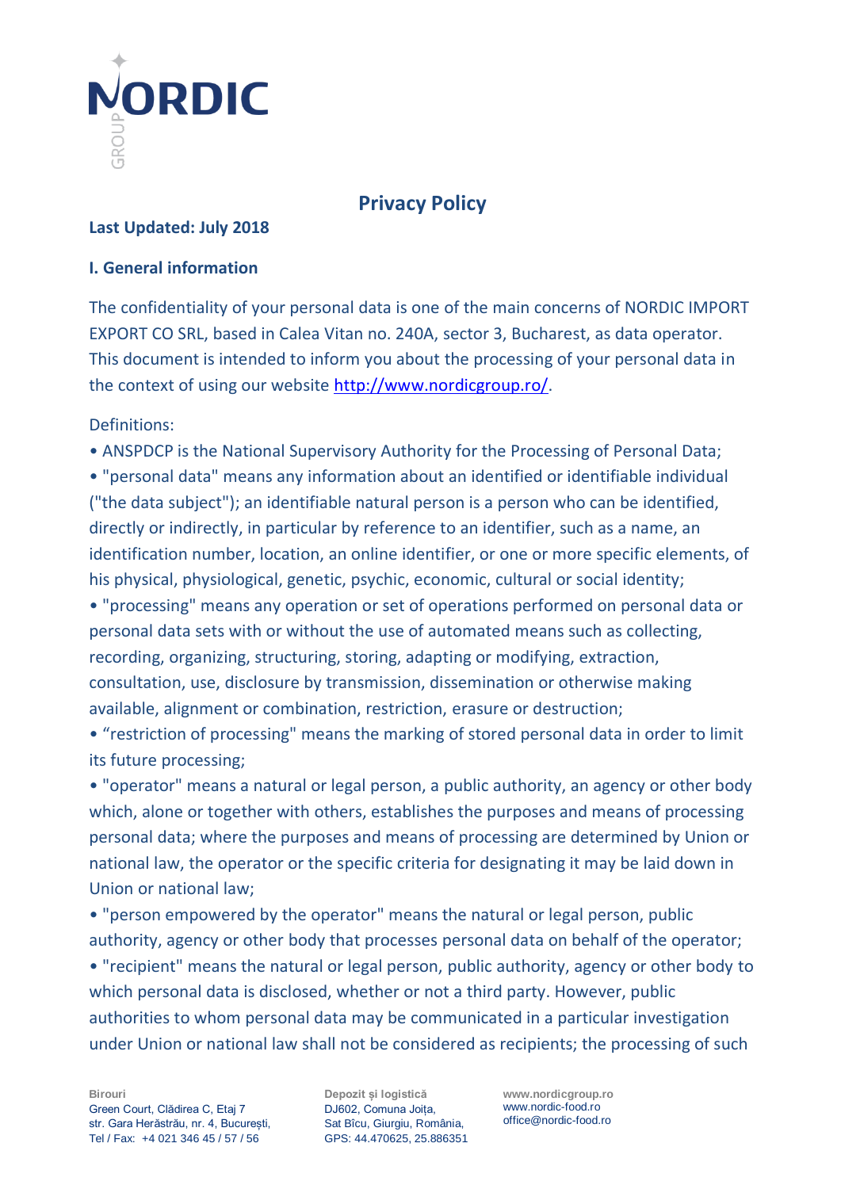# Privacy Policy

**Last Updated: July 2018**

## I. General information

The confidentiality of your personal data is one of the main concerns of NORDIC IMPORT EXPORT CO SRL, based in Calea Vitan no. 240A, sector 3, Bucharest, as data operator. This document is intended to inform you about the processing of your personal data in the context of using our website http://www.nordicgroup.ro/.

Definitions:

- ANSPDCP is the National Supervisory Authority for the Processing of Personal Data;
- "personal data" means any information about an identified or identifiable individual ("the data subject"); an identifiable natural person is a person who can be identified, directly or indirectly, in particular by reference to an identifier, such as a name, an identification number, location, an online identifier, or one or more specific elements, of his physical, physiological, genetic, psychic, economic, cultural or social identity;
- "processing" means any operation or set of operations performed on personal data or personal data sets with or without the use of automated means such as collecting, recording, organizing, structuring, storing, adapting or modifying, extraction, consultation, use, disclosure by transmission, dissemination or otherwise making available, alignment or combination, restriction, erasure or destruction;
- "restriction of processing" means the marking of stored personal data in order to limit its future processing;
- "operator" means a natural or legal person, a public authority, an agency or other body which, alone or together with others, establishes the purposes and means of processing personal data; where the purposes and means of processing are determined by Union or national law, the operator or the specific criteria for designating it may be laid down in Union or national law;
- "person empowered by the operator" means the natural or legal person, public authority, agency or other body that processes personal data on behalf of the operator;
- "recipient" means the natural or legal person, public authority, agency or other body to which personal data is disclosed, whether or not a third party. However, public authorities to whom personal data may be communicated in a particular investigation under Union or national law shall not be considered as recipients; the processing of such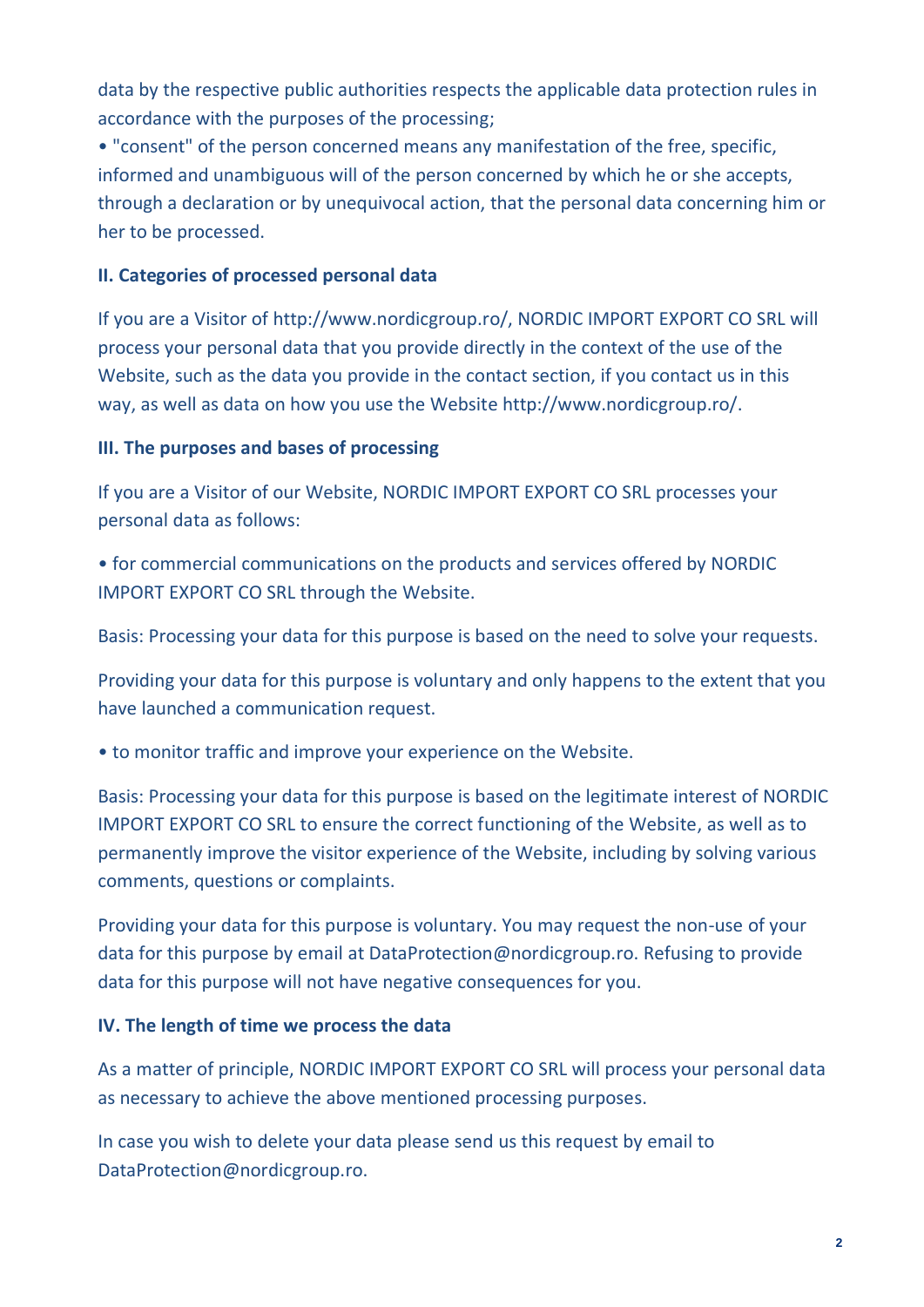data by the respective public authorities respects the applicable data protection rules in accordance with the purposes of the processing;

• "consent" of the person concerned means any manifestation of the free, specific, informed and unambiguous will of the person concerned by which he or she accepts, through a declaration or by unequivocal action, that the personal data concerning him or her to be processed.

## II. Categories of processed personal data

If you are a Visitor of http://www.nordicgroup.ro/, NORDIC IMPORT EXPORT CO SRL will process your personal data that you provide directly in the context of the use of the Website, such as the data you provide in the contact section, if you contact us in this way, as well as data on how you use the Website http://www.nordicgroup.ro/.

## III. The purposes and bases of processing

If you are a Visitor of our Website, NORDIC IMPORT EXPORT CO SRL processes your personal data as follows:

• for commercial communications on the products and services offered by NORDIC IMPORT EXPORT CO SRL through the Website.

Basis: Processing your data for this purpose is based on the need to solve your requests.

Providing your data for this purpose is voluntary and only happens to the extent that you have launched a communication request.

• to monitor traffic and improve your experience on the Website.

Basis: Processing your data for this purpose is based on the legitimate interest of NORDIC IMPORT EXPORT CO SRL to ensure the correct functioning of the Website, as well as to permanently improve the visitor experience of the Website, including by solving various comments, questions or complaints.

Providing your data for this purpose is voluntary. You may request the non-use of your data for this purpose by email at DataProtection@nordicgroup.ro. Refusing to provide data for this purpose will not have negative consequences for you.

## IV. The length of time we process the data

As a matter of principle, NORDIC IMPORT EXPORT CO SRL will process your personal data as necessary to achieve the above mentioned processing purposes.

In case you wish to delete your data please send us this request by email to DataProtection@nordicgroup.ro.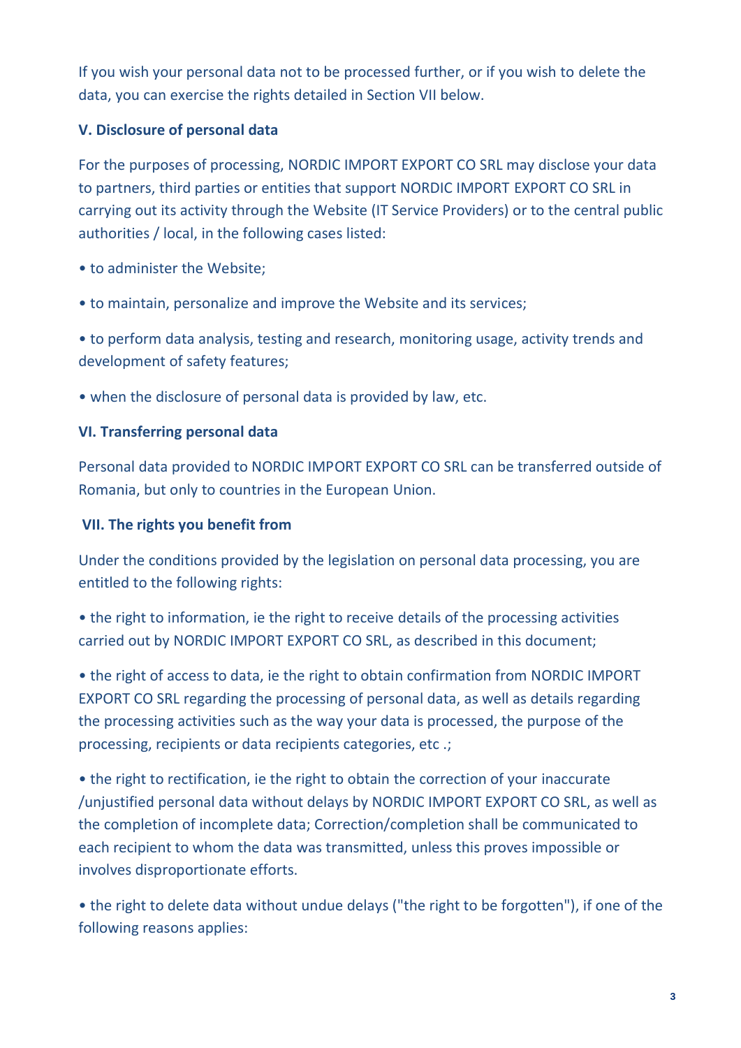If you wish your personal data not to be processed further, or if you wish to delete the data, you can exercise the rights detailed in Section VII below.

**V. Disclosure of personal data**

For the purposes of processing, NORDIC IMPORT EXPORT CO SRL may disclose your data to partners, third parties or entities that support NORDIC IMPORT EXPORT CO SRL in carrying out its activity through the Website (IT Service Providers) or to the central public authorities / local, in the following cases listed:

• to administer the Website;

• to maintain, personalize and improve the Website and its services;

• to perform data analysis, testing and research, monitoring usage, activity trends and development of safety features;

• when the disclosure of personal data is provided by law, etc.

**VI. Transferring personal data**

Personal data provided to NORDIC IMPORT EXPORT CO SRL can be transferred outside of Romania, but only to countries in the European Union.

**VII. The rights you benefit from**

Under the conditions provided by the legislation on personal data processing, you are entitled to the following rights:

• the right to information, ie the right to receive details of the processing activities carried out by NORDIC IMPORT EXPORT CO SRL, as described in this document;

• the right of access to data, ie the right to obtain confirmation from NORDIC IMPORT EXPORT CO SRL regarding the processing of personal data, as well as details regarding the processing activities such as the way your data is processed, the purpose of the processing, recipients or data recipients categories, etc .;

• the right to rectification, ie the right to obtain the correction of your inaccurate /unjustified personal data without delays by NORDIC IMPORT EXPORT CO SRL, as well as the completion of incomplete data; Correction/completion shall be communicated to each recipient to whom the data was transmitted, unless this proves impossible or involves disproportionate efforts.

• the right to delete data without undue delays ("the right to be forgotten"), if one of the following reasons applies: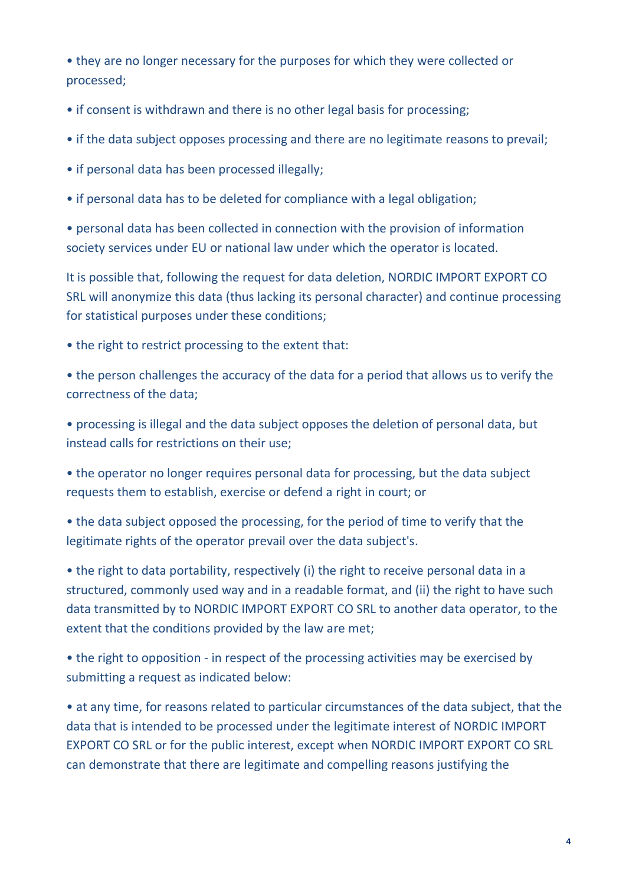• they are no longer necessary for the purposes for which they were collected or processed;

• if consent is withdrawn and there is no other legal basis for processing;

• if the data subject opposes processing and there are no legitimate reasons to prevail;

• if personal data has been processed illegally;

• if personal data has to be deleted for compliance with a legal obligation;

• personal data has been collected in connection with the provision of information society services under EU or national law under which the operator is located.

It is possible that, following the request for data deletion, NORDIC IMPORT EXPORT CO SRL will anonymize this data (thus lacking its personal character) and continue processing for statistical purposes under these conditions;

• the right to restrict processing to the extent that:

• the person challenges the accuracy of the data for a period that allows us to verify the correctness of the data;

• processing is illegal and the data subject opposes the deletion of personal data, but instead calls for restrictions on their use;

• the operator no longer requires personal data for processing, but the data subject requests them to establish, exercise or defend a right in court; or

• the data subject opposed the processing, for the period of time to verify that the legitimate rights of the operator prevail over the data subject's.

• the right to data portability, respectively (i) the right to receive personal data in a structured, commonly used way and in a readable format, and (ii) the right to have such data transmitted by to NORDIC IMPORT EXPORT CO SRL to another data operator, to the extent that the conditions provided by the law are met;

• the right to opposition - in respect of the processing activities may be exercised by submitting a request as indicated below:

• at any time, for reasons related to particular circumstances of the data subject, that the data that is intended to be processed under the legitimate interest of NORDIC IMPORT EXPORT CO SRL or for the public interest, except when NORDIC IMPORT EXPORT CO SRL can demonstrate that there are legitimate and compelling reasons justifying the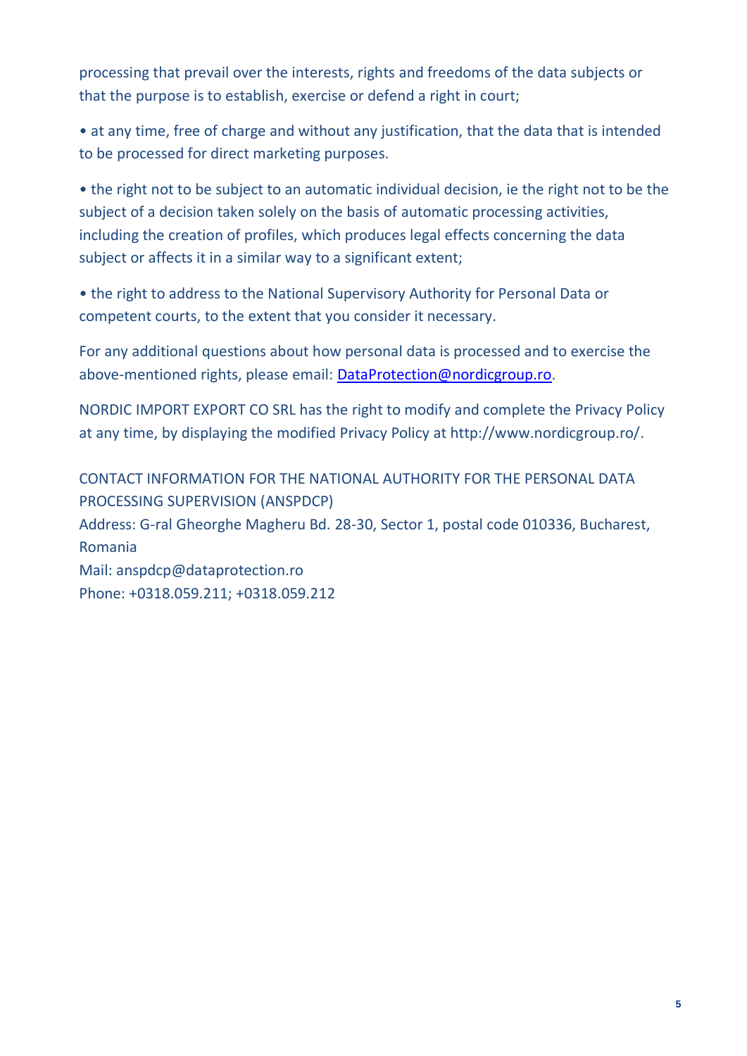processing that prevail over the interests, rights and freedoms of the data subjects or that the purpose is to establish, exercise or defend a right in court;

• at any time, free of charge and without any justification, that the data that is intended to be processed for direct marketing purposes.

• the right not to be subject to an automatic individual decision, ie the right not to be the subject of a decision taken solely on the basis of automatic processing activities, including the creation of profiles, which produces legal effects concerning the data subject or affects it in a similar way to a significant extent;

• the right to address to the National Supervisory Authority for Personal Data or competent courts, to the extent that you consider it necessary.

For any additional questions about how personal data is processed and to exercise the above-mentioned rights, please email: [DataProtection@nordicgroup.ro](mailto:DataProtection@nordicgroup.ro).

NORDIC IMPORT EXPORT CO SRL has the right to modify and complete the Privacy Policy at any time, by displaying the modified Privacy Policy at http://www.nordicgroup.ro/.

CONTACT INFORMATION FOR THE NATIONAL AUTHORITY FOR THE PERSONAL DATA PROCESSING SUPERVISION (ANSPDCP)
Address: G-ral Gheorghe Magheru Bd. 28-30, Sector 1, postal code 010336, Bucharest, Romania
Mail: anspdcp@dataprotection.ro
Phone: +0318.059.211; +0318.059.212